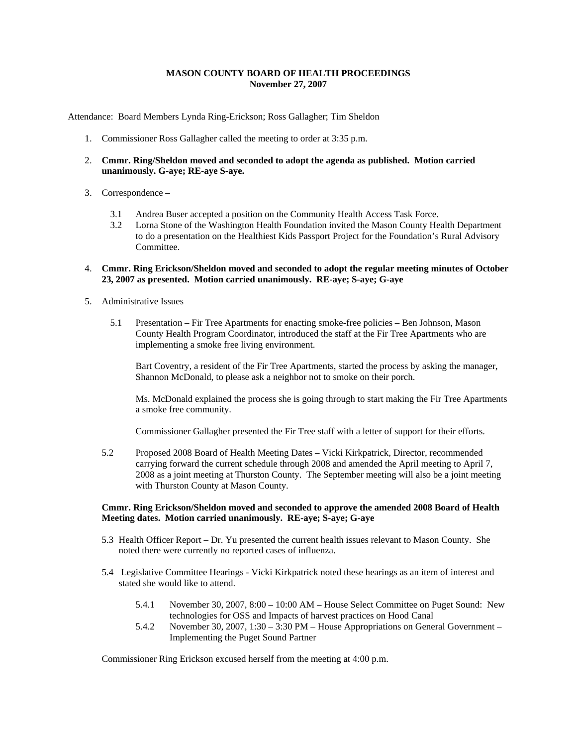**MASON COUNTY BOARD OF HEALTH PROCEEDINGS**
**November 27, 2007**

Attendance: Board Members Lynda Ring-Erickson; Ross Gallagher; Tim Sheldon

1. Commissioner Ross Gallagher called the meeting to order at 3:35 p.m.

2. **Cmmr. Ring/Sheldon moved and seconded to adopt the agenda as published. Motion carried unanimously. G-aye; RE-aye S-aye.**

3. Correspondence –

   3.1 Andrea Buser accepted a position on the Community Health Access Task Force.

   3.2 Lorna Stone of the Washington Health Foundation invited the Mason County Health Department to do a presentation on the Healthiest Kids Passport Project for the Foundation's Rural Advisory Committee.

4. **Cmmr. Ring Erickson/Sheldon moved and seconded to adopt the regular meeting minutes of October 23, 2007 as presented. Motion carried unanimously. RE-aye; S-aye; G-aye**

5. Administrative Issues

   5.1 Presentation – Fir Tree Apartments for enacting smoke-free policies – Ben Johnson, Mason County Health Program Coordinator, introduced the staff at the Fir Tree Apartments who are implementing a smoke free living environment.

   Bart Coventry, a resident of the Fir Tree Apartments, started the process by asking the manager, Shannon McDonald, to please ask a neighbor not to smoke on their porch.

   Ms. McDonald explained the process she is going through to start making the Fir Tree Apartments a smoke free community.

   Commissioner Gallagher presented the Fir Tree staff with a letter of support for their efforts.

   5.2 Proposed 2008 Board of Health Meeting Dates – Vicki Kirkpatrick, Director, recommended carrying forward the current schedule through 2008 and amended the April meeting to April 7, 2008 as a joint meeting at Thurston County. The September meeting will also be a joint meeting with Thurston County at Mason County.

   **Cmmr. Ring Erickson/Sheldon moved and seconded to approve the amended 2008 Board of Health Meeting dates. Motion carried unanimously. RE-aye; S-aye; G-aye**

   5.3 Health Officer Report – Dr. Yu presented the current health issues relevant to Mason County. She noted there were currently no reported cases of influenza.

   5.4 Legislative Committee Hearings - Vicki Kirkpatrick noted these hearings as an item of interest and stated she would like to attend.

   5.4.1 November 30, 2007, 8:00 – 10:00 AM – House Select Committee on Puget Sound: New technologies for OSS and Impacts of harvest practices on Hood Canal

   5.4.2 November 30, 2007, 1:30 – 3:30 PM – House Appropriations on General Government – Implementing the Puget Sound Partner

   Commissioner Ring Erickson excused herself from the meeting at 4:00 p.m.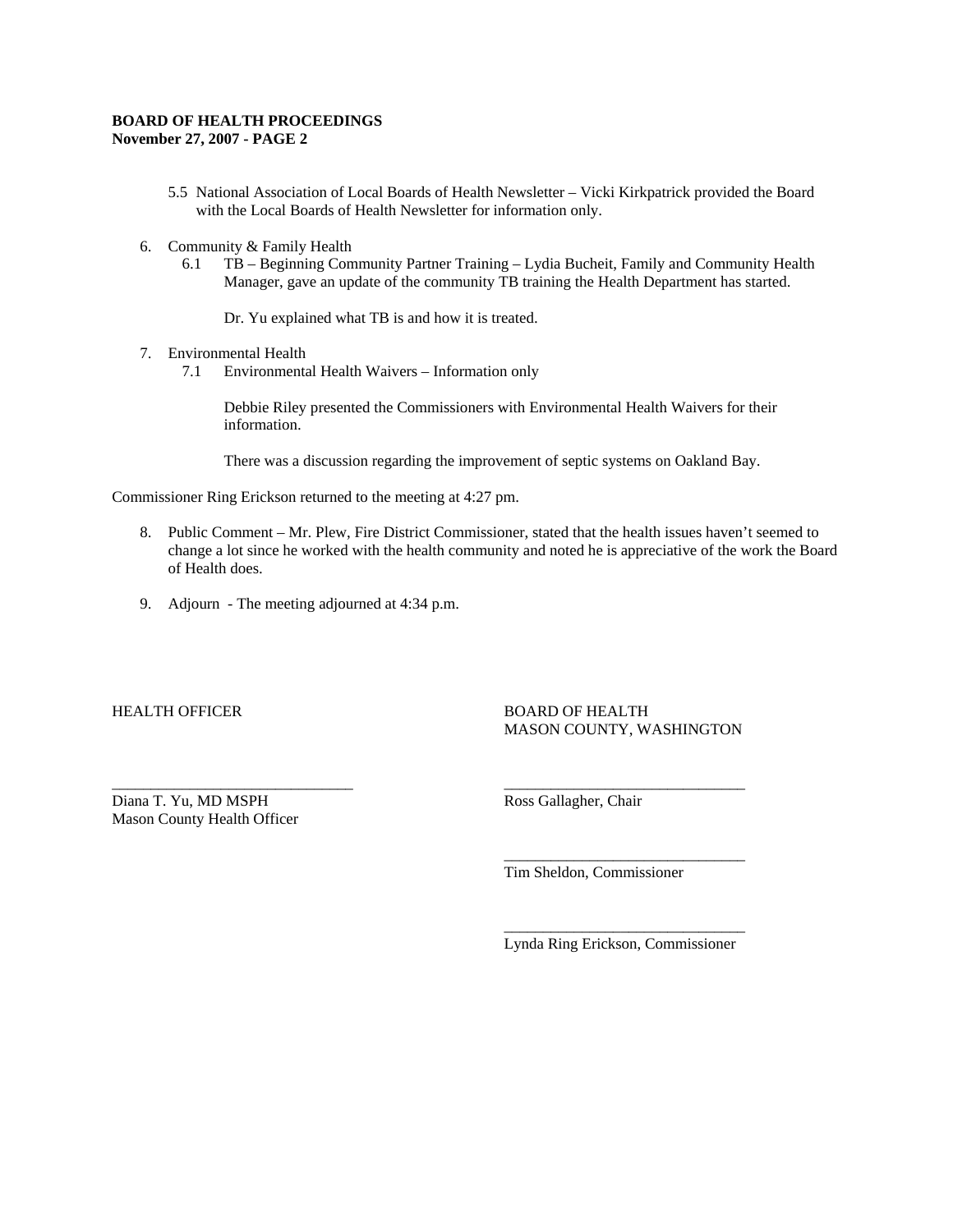**BOARD OF HEALTH PROCEEDINGS**
**November 27, 2007 - PAGE 2**

5.5 National Association of Local Boards of Health Newsletter – Vicki Kirkpatrick provided the Board with the Local Boards of Health Newsletter for information only.

6. Community & Family Health
   6.1 TB – Beginning Community Partner Training – Lydia Bucheit, Family and Community Health Manager, gave an update of the community TB training the Health Department has started.

   Dr. Yu explained what TB is and how it is treated.

7. Environmental Health
   7.1 Environmental Health Waivers – Information only

   Debbie Riley presented the Commissioners with Environmental Health Waivers for their information.

   There was a discussion regarding the improvement of septic systems on Oakland Bay.

Commissioner Ring Erickson returned to the meeting at 4:27 pm.

8. Public Comment – Mr. Plew, Fire District Commissioner, stated that the health issues haven't seemed to change a lot since he worked with the health community and noted he is appreciative of the work the Board of Health does.

9. Adjourn - The meeting adjourned at 4:34 p.m.

HEALTH OFFICER

_______________________________
Diana T. Yu, MD MSPH
Mason County Health Officer

BOARD OF HEALTH
MASON COUNTY, WASHINGTON

_______________________________
Ross Gallagher, Chair

_______________________________
Tim Sheldon, Commissioner

_______________________________
Lynda Ring Erickson, Commissioner